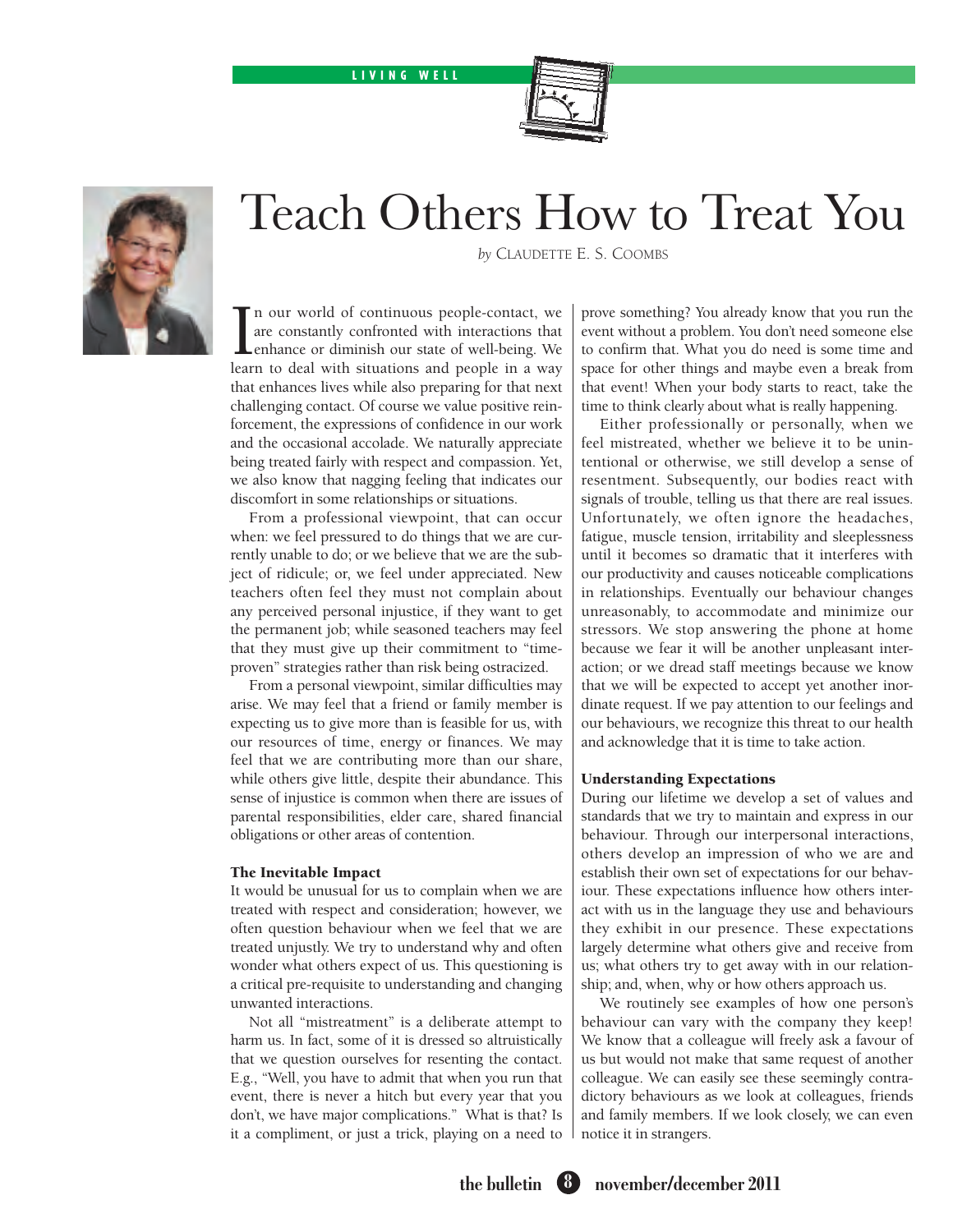LIVING WELL

# Teach Others How to Treat You

*by* CLAUDETTE E. S. COOMBS

In our world of continuous people-contact, we are constantly confronted with interactions that enhance or diminish our state of well-being. We learn to deal with situations and people in a way that enhances lives while also preparing for that next challenging contact. Of course we value positive reinforcement, the expressions of confidence in our work and the occasional accolade. We naturally appreciate being treated fairly with respect and compassion. Yet, we also know that nagging feeling that indicates our discomfort in some relationships or situations.

From a professional viewpoint, that can occur when: we feel pressured to do things that we are currently unable to do; or we believe that we are the subject of ridicule; or, we feel under appreciated. New teachers often feel they must not complain about any perceived personal injustice, if they want to get the permanent job; while seasoned teachers may feel that they must give up their commitment to "time-proven" strategies rather than risk being ostracized.

From a personal viewpoint, similar difficulties may arise. We may feel that a friend or family member is expecting us to give more than is feasible for us, with our resources of time, energy or finances. We may feel that we are contributing more than our share, while others give little, despite their abundance. This sense of injustice is common when there are issues of parental responsibilities, elder care, shared financial obligations or other areas of contention.

### The Inevitable Impact

It would be unusual for us to complain when we are treated with respect and consideration; however, we often question behaviour when we feel that we are treated unjustly. We try to understand why and often wonder what others expect of us. This questioning is a critical pre-requisite to understanding and changing unwanted interactions.

Not all "mistreatment" is a deliberate attempt to harm us. In fact, some of it is dressed so altruistically that we question ourselves for resenting the contact. E.g., "Well, you have to admit that when you run that event, there is never a hitch but every year that you don't, we have major complications." What is that? Is it a compliment, or just a trick, playing on a need to prove something? You already know that you run the event without a problem. You don't need someone else to confirm that. What you do need is some time and space for other things and maybe even a break from that event! When your body starts to react, take the time to think clearly about what is really happening.

Either professionally or personally, when we feel mistreated, whether we believe it to be unintentional or otherwise, we still develop a sense of resentment. Subsequently, our bodies react with signals of trouble, telling us that there are real issues. Unfortunately, we often ignore the headaches, fatigue, muscle tension, irritability and sleeplessness until it becomes so dramatic that it interferes with our productivity and causes noticeable complications in relationships. Eventually our behaviour changes unreasonably, to accommodate and minimize our stressors. We stop answering the phone at home because we fear it will be another unpleasant interaction; or we dread staff meetings because we know that we will be expected to accept yet another inordinate request. If we pay attention to our feelings and our behaviours, we recognize this threat to our health and acknowledge that it is time to take action.

### Understanding Expectations

During our lifetime we develop a set of values and standards that we try to maintain and express in our behaviour. Through our interpersonal interactions, others develop an impression of who we are and establish their own set of expectations for our behaviour. These expectations influence how others interact with us in the language they use and behaviours they exhibit in our presence. These expectations largely determine what others give and receive from us; what others try to get away with in our relationship; and, when, why or how others approach us.

We routinely see examples of how one person's behaviour can vary with the company they keep! We know that a colleague will freely ask a favour of us but would not make that same request of another colleague. We can easily see these seemingly contradictory behaviours as we look at colleagues, friends and family members. If we look closely, we can even notice it in strangers.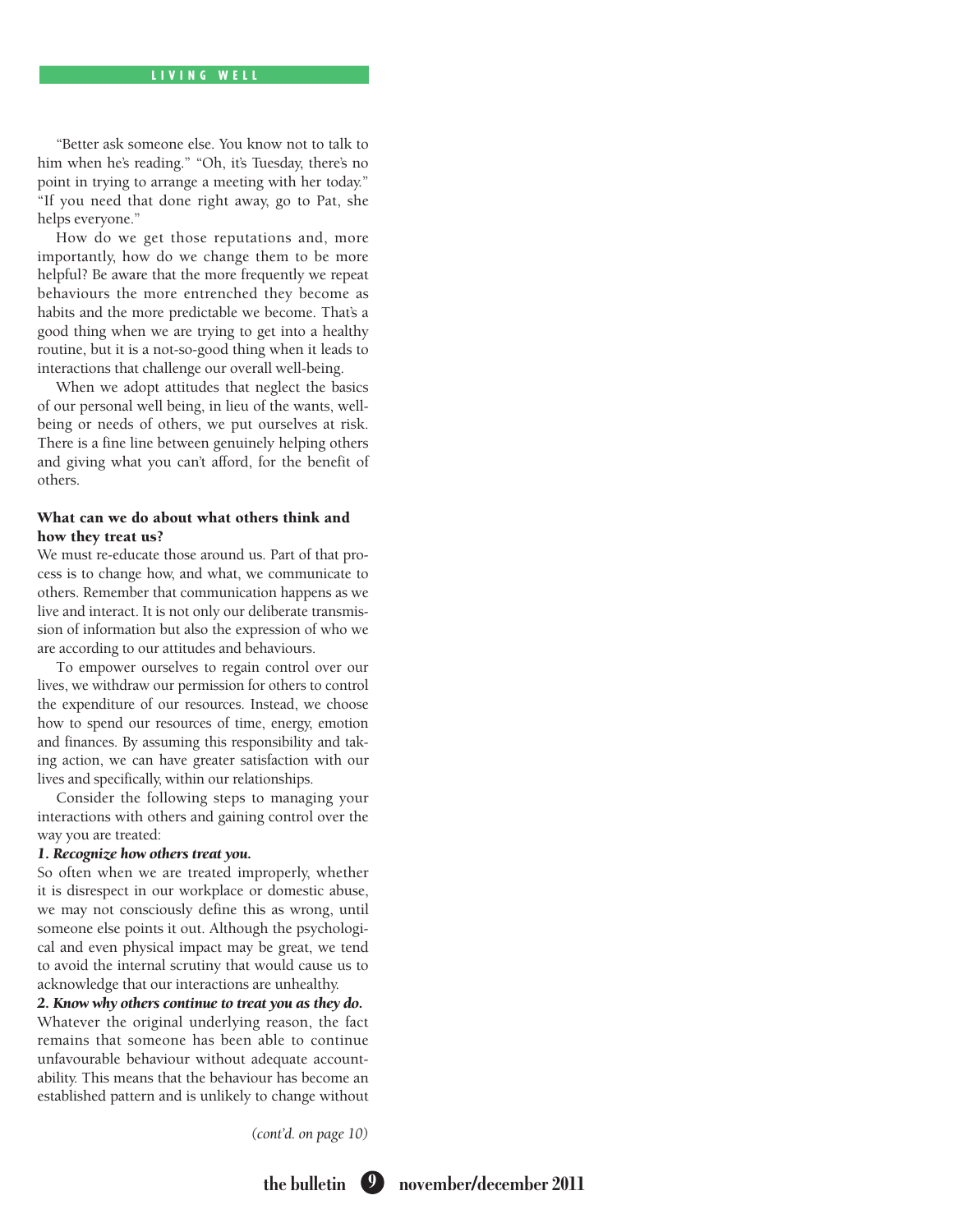"Better ask someone else. You know not to talk to him when he's reading." "Oh, it's Tuesday, there's no point in trying to arrange a meeting with her today." "If you need that done right away, go to Pat, she helps everyone."

How do we get those reputations and, more importantly, how do we change them to be more helpful? Be aware that the more frequently we repeat behaviours the more entrenched they become as habits and the more predictable we become. That's a good thing when we are trying to get into a healthy routine, but it is a not-so-good thing when it leads to interactions that challenge our overall well-being.

When we adopt attitudes that neglect the basics of our personal well being, in lieu of the wants, well-being or needs of others, we put ourselves at risk. There is a fine line between genuinely helping others and giving what you can't afford, for the benefit of others.

### What can we do about what others think and how they treat us?

We must re-educate those around us. Part of that process is to change how, and what, we communicate to others. Remember that communication happens as we live and interact. It is not only our deliberate transmission of information but also the expression of who we are according to our attitudes and behaviours.

To empower ourselves to regain control over our lives, we withdraw our permission for others to control the expenditure of our resources. Instead, we choose how to spend our resources of time, energy, emotion and finances. By assuming this responsibility and taking action, we can have greater satisfaction with our lives and specifically, within our relationships.

Consider the following steps to managing your interactions with others and gaining control over the way you are treated:

***1. Recognize how others treat you.***

So often when we are treated improperly, whether it is disrespect in our workplace or domestic abuse, we may not consciously define this as wrong, until someone else points it out. Although the psychological and even physical impact may be great, we tend to avoid the internal scrutiny that would cause us to acknowledge that our interactions are unhealthy.

***2. Know why others continue to treat you as they do.***

Whatever the original underlying reason, the fact remains that someone has been able to continue unfavourable behaviour without adequate accountability. This means that the behaviour has become an established pattern and is unlikely to change without

*(cont'd. on page 10)*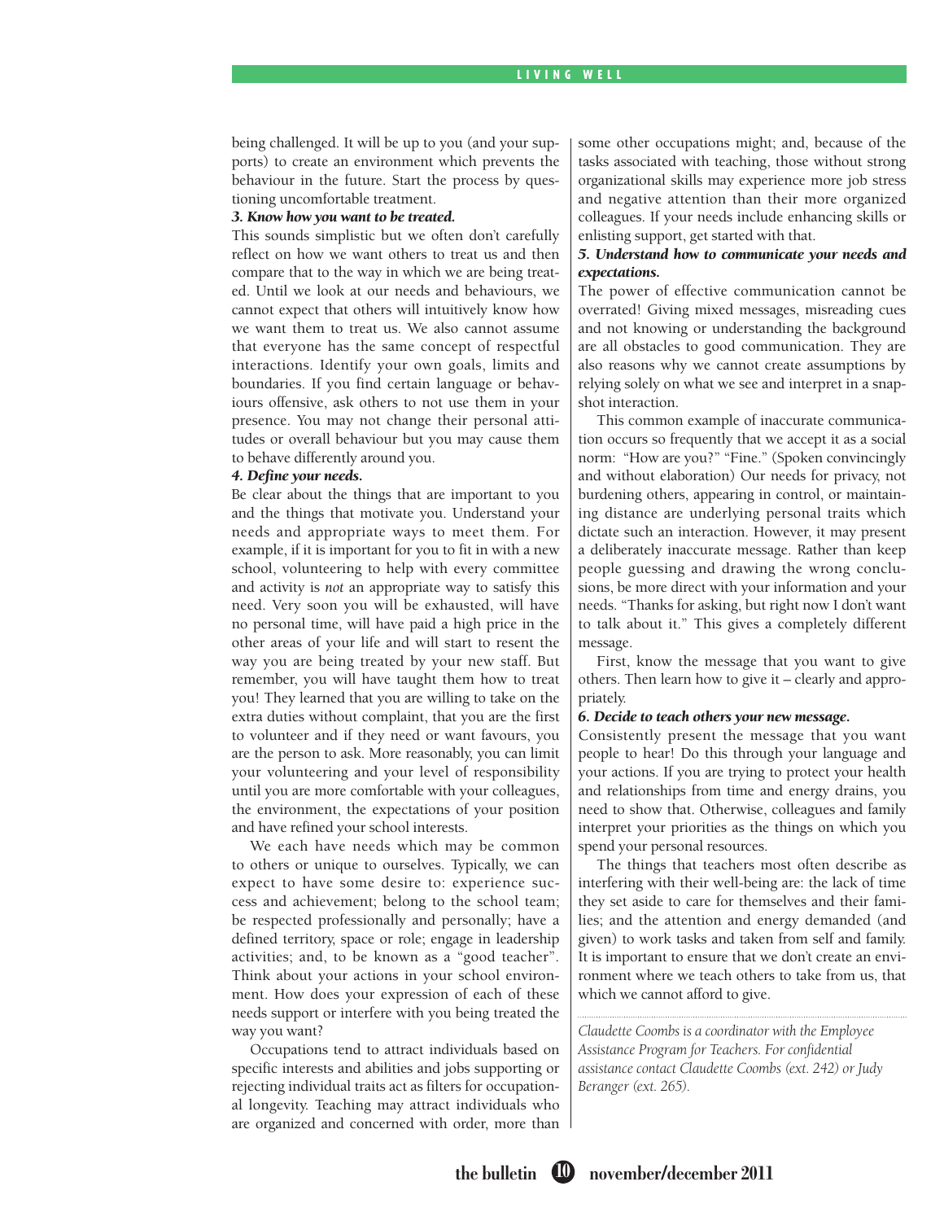being challenged. It will be up to you (and your supports) to create an environment which prevents the behaviour in the future. Start the process by questioning uncomfortable treatment.

***3. Know how you want to be treated.***

This sounds simplistic but we often don't carefully reflect on how we want others to treat us and then compare that to the way in which we are being treated. Until we look at our needs and behaviours, we cannot expect that others will intuitively know how we want them to treat us. We also cannot assume that everyone has the same concept of respectful interactions. Identify your own goals, limits and boundaries. If you find certain language or behaviours offensive, ask others to not use them in your presence. You may not change their personal attitudes or overall behaviour but you may cause them to behave differently around you.

***4. Define your needs.***

Be clear about the things that are important to you and the things that motivate you. Understand your needs and appropriate ways to meet them. For example, if it is important for you to fit in with a new school, volunteering to help with every committee and activity is *not* an appropriate way to satisfy this need. Very soon you will be exhausted, will have no personal time, will have paid a high price in the other areas of your life and will start to resent the way you are being treated by your new staff. But remember, you will have taught them how to treat you! They learned that you are willing to take on the extra duties without complaint, that you are the first to volunteer and if they need or want favours, you are the person to ask. More reasonably, you can limit your volunteering and your level of responsibility until you are more comfortable with your colleagues, the environment, the expectations of your position and have refined your school interests.

We each have needs which may be common to others or unique to ourselves. Typically, we can expect to have some desire to: experience success and achievement; belong to the school team; be respected professionally and personally; have a defined territory, space or role; engage in leadership activities; and, to be known as a "good teacher". Think about your actions in your school environment. How does your expression of each of these needs support or interfere with you being treated the way you want?

Occupations tend to attract individuals based on specific interests and abilities and jobs supporting or rejecting individual traits act as filters for occupational longevity. Teaching may attract individuals who are organized and concerned with order, more than some other occupations might; and, because of the tasks associated with teaching, those without strong organizational skills may experience more job stress and negative attention than their more organized colleagues. If your needs include enhancing skills or enlisting support, get started with that.

***5. Understand how to communicate your needs and expectations.***

The power of effective communication cannot be overrated! Giving mixed messages, misreading cues and not knowing or understanding the background are all obstacles to good communication. They are also reasons why we cannot create assumptions by relying solely on what we see and interpret in a snapshot interaction.

This common example of inaccurate communication occurs so frequently that we accept it as a social norm: "How are you?" "Fine." (Spoken convincingly and without elaboration) Our needs for privacy, not burdening others, appearing in control, or maintaining distance are underlying personal traits which dictate such an interaction. However, it may present a deliberately inaccurate message. Rather than keep people guessing and drawing the wrong conclusions, be more direct with your information and your needs. "Thanks for asking, but right now I don't want to talk about it." This gives a completely different message.

First, know the message that you want to give others. Then learn how to give it – clearly and appropriately.

***6. Decide to teach others your new message.***

Consistently present the message that you want people to hear! Do this through your language and your actions. If you are trying to protect your health and relationships from time and energy drains, you need to show that. Otherwise, colleagues and family interpret your priorities as the things on which you spend your personal resources.

The things that teachers most often describe as interfering with their well-being are: the lack of time they set aside to care for themselves and their families; and the attention and energy demanded (and given) to work tasks and taken from self and family. It is important to ensure that we don't create an environment where we teach others to take from us, that which we cannot afford to give.

*Claudette Coombs is a coordinator with the Employee Assistance Program for Teachers. For confidential assistance contact Claudette Coombs (ext. 242) or Judy Beranger (ext. 265).*